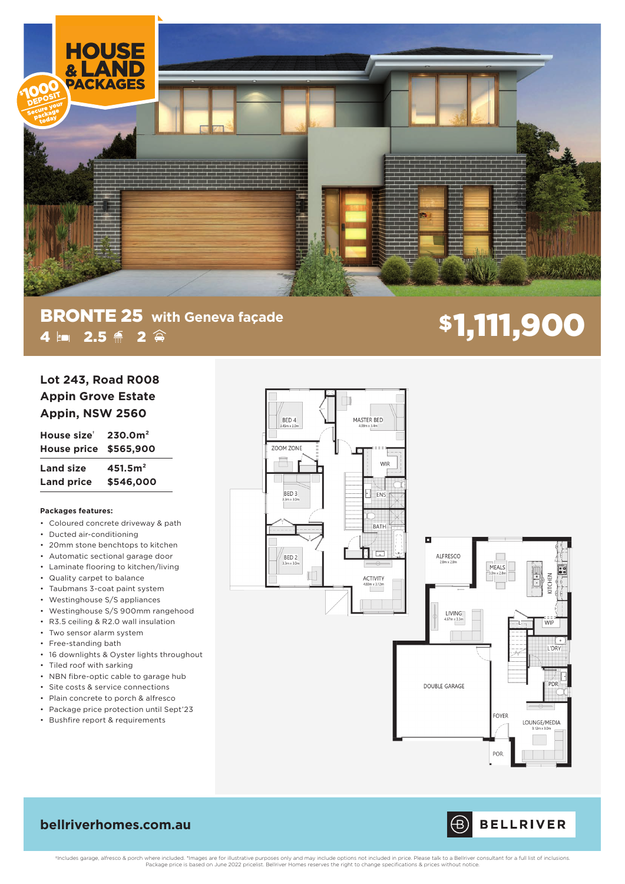# HOUSE & LAND PACKAGES

$1000 DEPOSIT Secure your package today

## BRONTE 25 with Geneva façade

4 bed · 2.5 bath · 2 car

# $1,111,900

### Lot 243, Road R008
### Appin Grove Estate
### Appin, NSW 2560

| | |
|---|---|
| **House size'** | **230.0m²** |
| **House price** | **$565,900** |
| **Land size** | **451.5m²** |
| **Land price** | **$546,000** |

**Packages features:**

- Coloured concrete driveway & path
- Ducted air-conditioning
- 20mm stone benchtops to kitchen
- Automatic sectional garage door
- Laminate flooring to kitchen/living
- Quality carpet to balance
- Taubmans 3-coat paint system
- Westinghouse S/S appliances
- Westinghouse S/S 900mm rangehood
- R3.5 ceiling & R2.0 wall insulation
- Two sensor alarm system
- Free-standing bath
- 16 downlights & Oyster lights throughout
- Tiled roof with sarking
- NBN fibre-optic cable to garage hub
- Site costs & service connections
- Plain concrete to porch & alfresco
- Package price protection until Sept'23
- Bushfire report & requirements

BED 4 3.45m x 3.0m · MASTER BED 4.08m x 3.4m · ZOOM ZONE · WIR · BED 3 3.3m x 3.0m · ENS · BATH · BED 2 3.3m x 3.0m · ACTIVITY 4.80m x 3.12m · ALFRESCO 2.8m x 2.8m · MEALS 3.0m x 2.8m · KITCHEN · LIVING 4.67m x 3.3m · WIP · L'DRY · DOUBLE GARAGE · PDR · FOYER · LOUNGE/MEDIA 3.12m x 3.0m · POR.

**bellriverhomes.com.au**

BELLRIVER

'Includes garage, alfresco & porch where included. *Images are for illustrative purposes only and may include options not included in price. Please talk to a Bellriver consultant for a full list of inclusions. Package price is based on June 2022 pricelist. Bellriver Homes reserves the right to change specifications & prices without notice.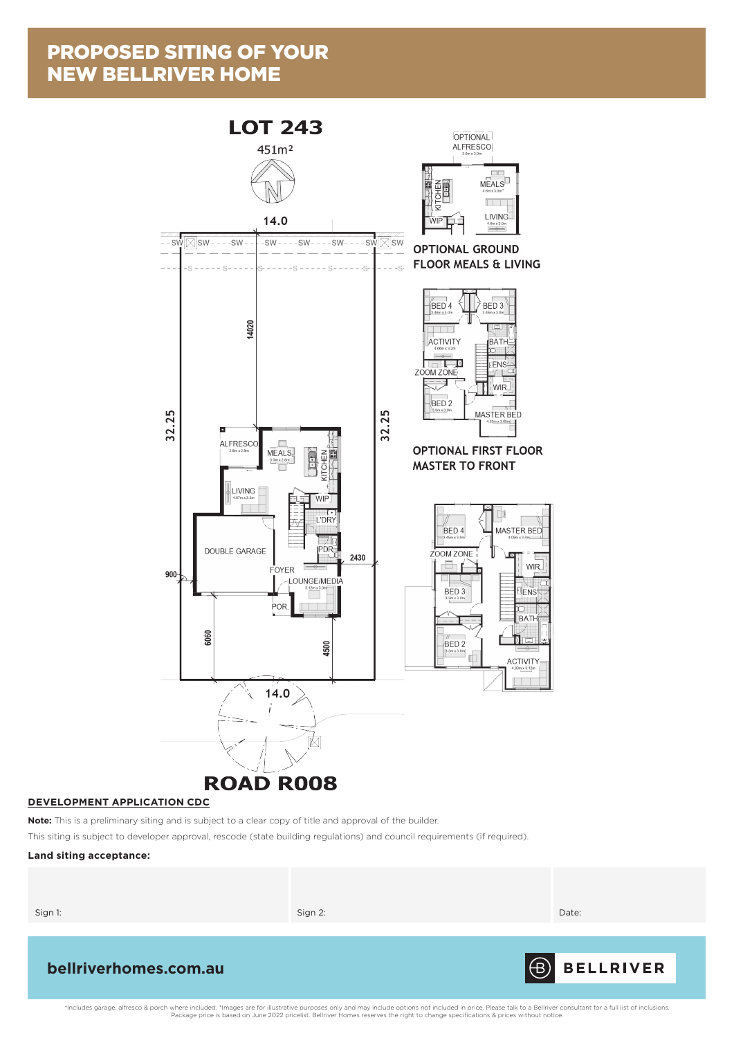# PROPOSED SITING OF YOUR NEW BELLRIVER HOME

## LOT 243

451m²

N

14.0

SW SW SW SW SW SW SW SW

S S S S S S S

14020

32.25

32.25

ALFRESCO
2.8m x 2.8m

MEALS
3.0m x 2.8m

KITCHEN

LIVING
4.67m x 3.3m

WIP

L'DRY

PDR

2430

DOUBLE GARAGE

FOYER

900

LOUNGE/MEDIA
3.12m x 3.0m

POR.

6060

4500

14.0

## ROAD R008

OPTIONAL ALFRESCO
3.0m x 3.0m

KITCHEN

MEALS
4.6m x 3.0m

WIP

LIVING
4.6m x 3.0m

### OPTIONAL GROUND FLOOR MEALS & LIVING

BED 4
3.46m x 3.0m

BED 3
3.46m x 3.0m

ACTIVITY
4.66m x 3.2m

BATH

ENS

ZOOM ZONE

WIR

BED 2
3.9m x 3.0m

MASTER BED
4.53m x 3.65m

### OPTIONAL FIRST FLOOR MASTER TO FRONT

BED 4
3.45m x 3.0m

MASTER BED
4.08m x 3.4m

ZOOM ZONE

WIR

BED 3
3.3m x 3.0m

ENS

BATH

BED 2
3.3m x 3.0m

ACTIVITY
4.83m x 3.12m

**DEVELOPMENT APPLICATION CDC**

**Note:** This is a preliminary siting and is subject to a clear copy of title and approval of the builder.

This siting is subject to developer approval, rescode (state building regulations) and council requirements (if required).

**Land siting acceptance:**

| | | |
|---|---|---|
| Sign 1: | Sign 2: | Date: |

**bellriverhomes.com.au**

BELLRIVER

†Includes garage, alfresco & porch where included. *Images are for illustrative purposes only and may include options not included in price. Please talk to a Bellriver consultant for a full list of inclusions. Package price is based on June 2022 pricelist. Bellriver Homes reserves the right to change specifications & prices without notice.